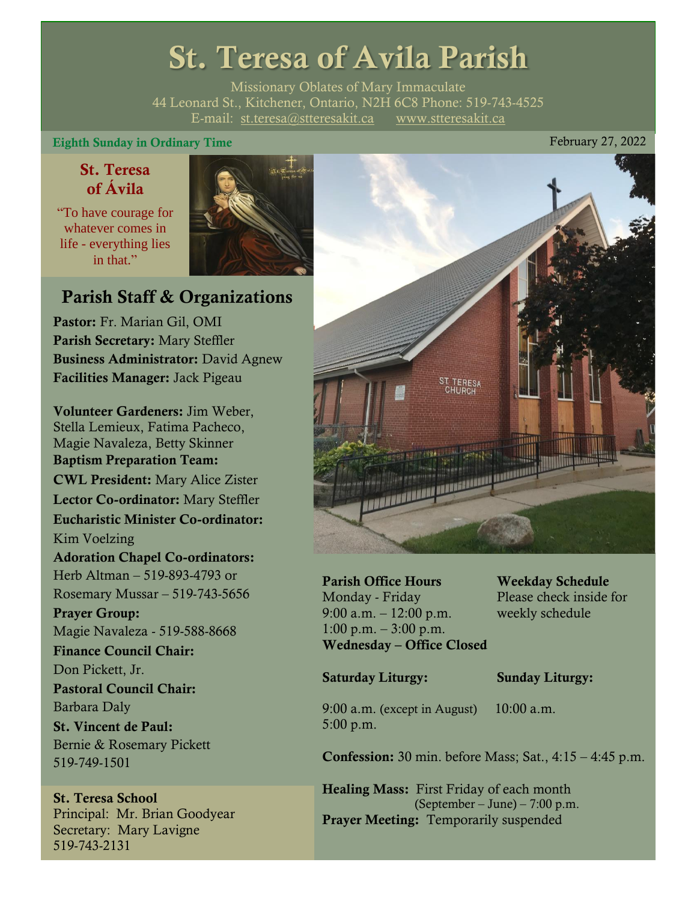# St. Teresa of Avila Parish

Missionary Oblates of Mary Immaculate
44 Leonard St., Kitchener, Ontario, N2H 6C8 Phone: 519-743-4525
E-mail: st.teresa@stteresakit.ca www.stteresakit.ca

**Eighth Sunday in Ordinary Time** February 27, 2022

### St. Teresa of Ávila

"To have courage for whatever comes in life - everything lies in that."

## Parish Staff & Organizations

**Pastor:** Fr. Marian Gil, OMI
**Parish Secretary:** Mary Steffler
**Business Administrator:** David Agnew
**Facilities Manager:** Jack Pigeau

**Volunteer Gardeners:** Jim Weber, Stella Lemieux, Fatima Pacheco, Magie Navaleza, Betty Skinner
**Baptism Preparation Team:**
**CWL President:** Mary Alice Zister
**Lector Co-ordinator:** Mary Steffler
**Eucharistic Minister Co-ordinator:** Kim Voelzing
**Adoration Chapel Co-ordinators:** Herb Altman – 519-893-4793 or Rosemary Mussar – 519-743-5656
**Prayer Group:** Magie Navaleza - 519-588-8668
**Finance Council Chair:** Don Pickett, Jr.
**Pastoral Council Chair:** Barbara Daly
**St. Vincent de Paul:** Bernie & Rosemary Pickett 519-749-1501

**St. Teresa School**
Principal: Mr. Brian Goodyear
Secretary: Mary Lavigne
519-743-2131

**Parish Office Hours**
Monday - Friday
9:00 a.m. – 12:00 p.m.
1:00 p.m. – 3:00 p.m.
**Wednesday – Office Closed**

**Weekday Schedule**
Please check inside for weekly schedule

**Saturday Liturgy:**
9:00 a.m. (except in August)
5:00 p.m.

**Sunday Liturgy:**
10:00 a.m.

**Confession:** 30 min. before Mass; Sat., 4:15 – 4:45 p.m.

**Healing Mass:** First Friday of each month (September – June) – 7:00 p.m.
**Prayer Meeting:** Temporarily suspended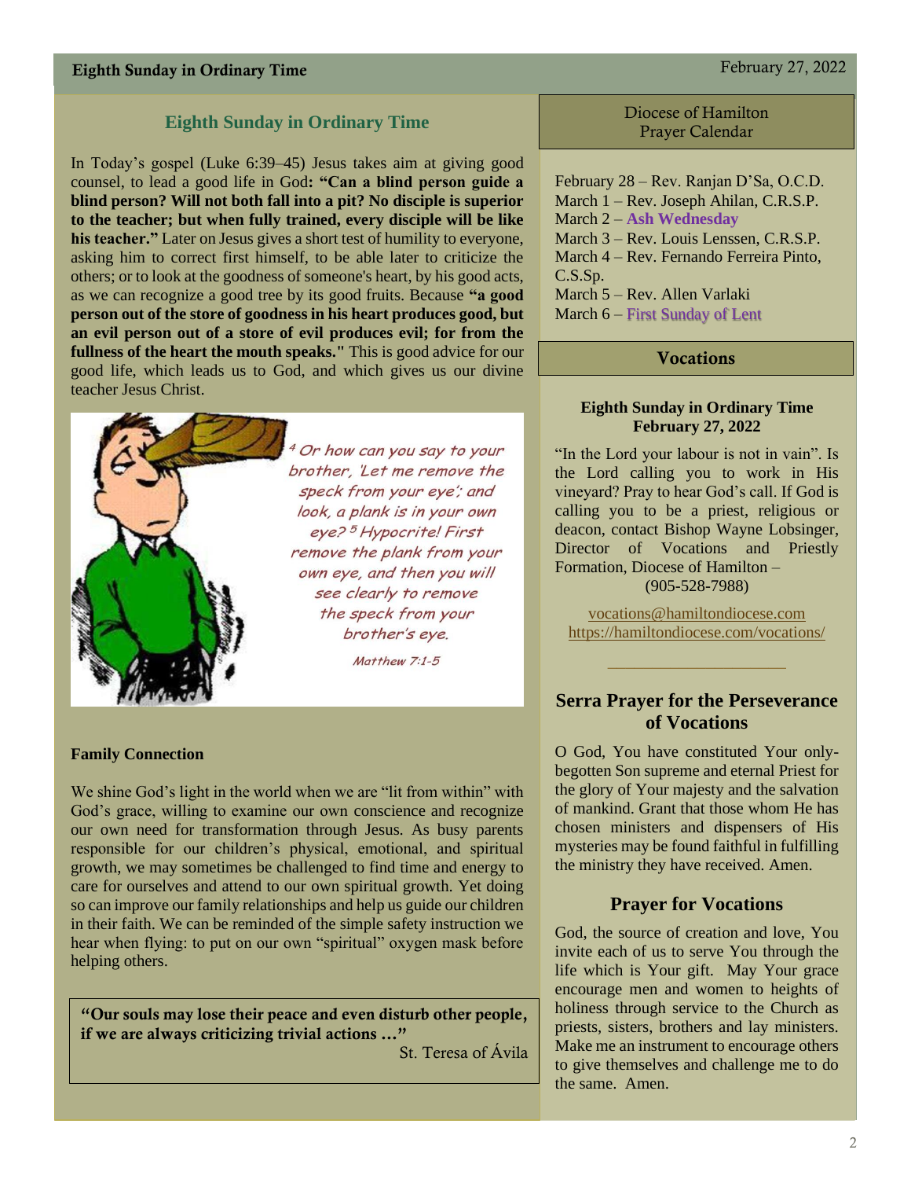## Eighth Sunday in Ordinary Time

In Today's gospel (Luke 6:39–45) Jesus takes aim at giving good counsel, to lead a good life in God**: "Can a blind person guide a blind person? Will not both fall into a pit? No disciple is superior to the teacher; but when fully trained, every disciple will be like his teacher."** Later on Jesus gives a short test of humility to everyone, asking him to correct first himself, to be able later to criticize the others; or to look at the goodness of someone's heart, by his good acts, as we can recognize a good tree by its good fruits. Because **"a good person out of the store of goodness in his heart produces good, but an evil person out of a store of evil produces evil; for from the fullness of the heart the mouth speaks."** This is good advice for our good life, which leads us to God, and which gives us our divine teacher Jesus Christ.

*[4] Or how can you say to your brother, 'Let me remove the speck from your eye'; and look, a plank is in your own eye? [5] Hypocrite! First remove the plank from your own eye, and then you will see clearly to remove the speck from your brother's eye.*

*Matthew 7:1-5*

**Family Connection**

We shine God's light in the world when we are "lit from within" with God's grace, willing to examine our own conscience and recognize our own need for transformation through Jesus. As busy parents responsible for our children's physical, emotional, and spiritual growth, we may sometimes be challenged to find time and energy to care for ourselves and attend to our own spiritual growth. Yet doing so can improve our family relationships and help us guide our children in their faith. We can be reminded of the simple safety instruction we hear when flying: to put on our own "spiritual" oxygen mask before helping others.

> **"Our souls may lose their peace and even disturb other people, if we are always criticizing trivial actions …"**
>
> St. Teresa of Ávila

## Diocese of Hamilton Prayer Calendar

February 28 – Rev. Ranjan D'Sa, O.C.D.
March 1 – Rev. Joseph Ahilan, C.R.S.P.
March 2 – **Ash Wednesday**
March 3 – Rev. Louis Lenssen, C.R.S.P.
March 4 – Rev. Fernando Ferreira Pinto, C.S.Sp.
March 5 – Rev. Allen Varlaki
March 6 – First Sunday of Lent

## Vocations

**Eighth Sunday in Ordinary Time**
**February 27, 2022**

"In the Lord your labour is not in vain". Is the Lord calling you to work in His vineyard? Pray to hear God's call. If God is calling you to be a priest, religious or deacon, contact Bishop Wayne Lobsinger, Director of Vocations and Priestly Formation, Diocese of Hamilton – (905-528-7988)

vocations@hamiltondiocese.com
https://hamiltondiocese.com/vocations/

## Serra Prayer for the Perseverance of Vocations

O God, You have constituted Your only-begotten Son supreme and eternal Priest for the glory of Your majesty and the salvation of mankind. Grant that those whom He has chosen ministers and dispensers of His mysteries may be found faithful in fulfilling the ministry they have received. Amen.

## Prayer for Vocations

God, the source of creation and love, You invite each of us to serve You through the life which is Your gift. May Your grace encourage men and women to heights of holiness through service to the Church as priests, sisters, brothers and lay ministers. Make me an instrument to encourage others to give themselves and challenge me to do the same. Amen.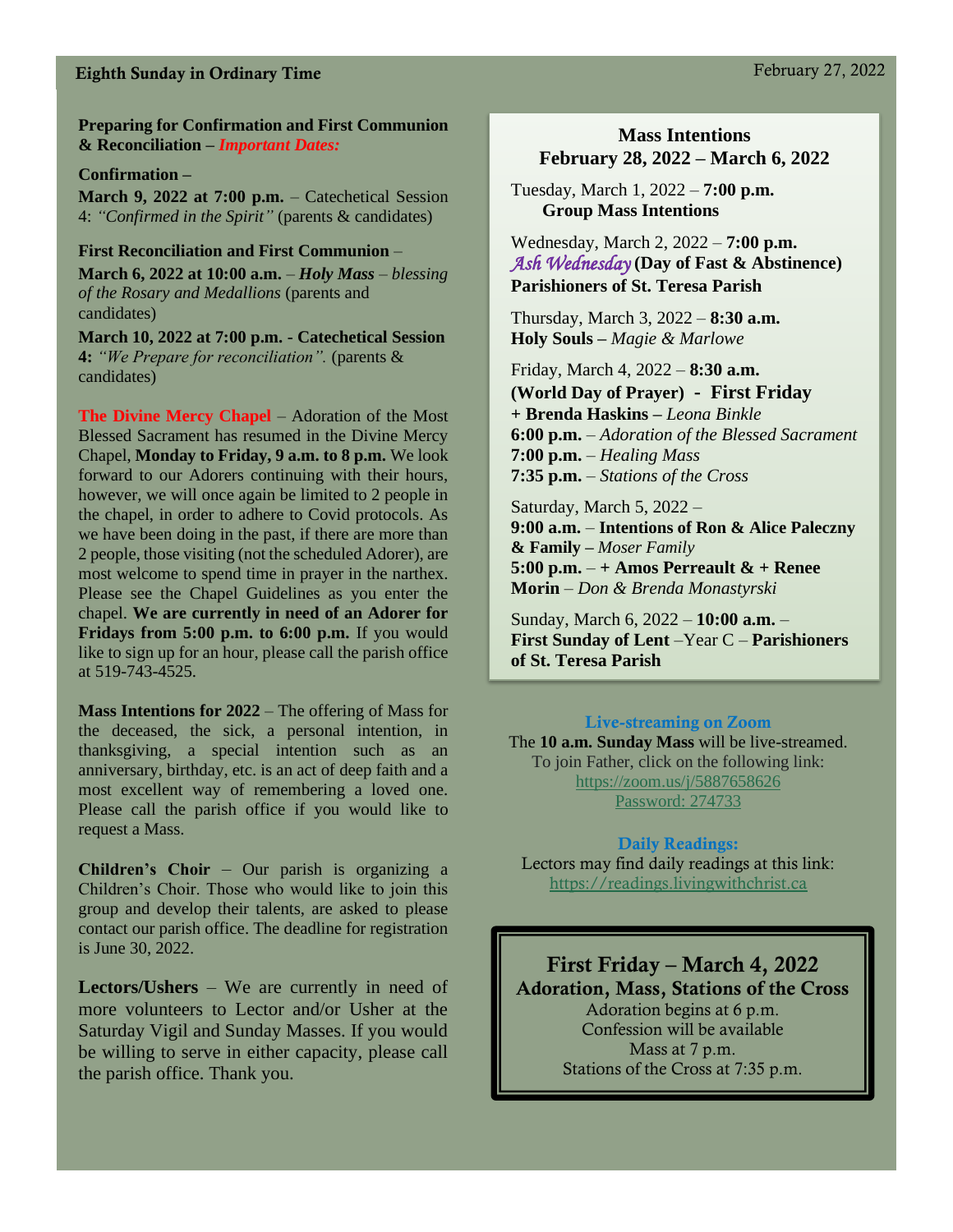**Eighth Sunday in Ordinary Time** February 27, 2022

**Preparing for Confirmation and First Communion & Reconciliation –** ***Important Dates:***

**Confirmation –**

**March 9, 2022 at 7:00 p.m.** – Catechetical Session 4: *"Confirmed in the Spirit"* (parents & candidates)

**First Reconciliation and First Communion –**

**March 6, 2022 at 10:00 a.m.** – ***Holy Mass*** – *blessing of the Rosary and Medallions* (parents and candidates)

**March 10, 2022 at 7:00 p.m. - Catechetical Session 4:** *"We Prepare for reconciliation".* (parents & candidates)

**The Divine Mercy Chapel** – Adoration of the Most Blessed Sacrament has resumed in the Divine Mercy Chapel, **Monday to Friday, 9 a.m. to 8 p.m.** We look forward to our Adorers continuing with their hours, however, we will once again be limited to 2 people in the chapel, in order to adhere to Covid protocols. As we have been doing in the past, if there are more than 2 people, those visiting (not the scheduled Adorer), are most welcome to spend time in prayer in the narthex. Please see the Chapel Guidelines as you enter the chapel. **We are currently in need of an Adorer for Fridays from 5:00 p.m. to 6:00 p.m.** If you would like to sign up for an hour, please call the parish office at 519-743-4525.

**Mass Intentions for 2022** – The offering of Mass for the deceased, the sick, a personal intention, in thanksgiving, a special intention such as an anniversary, birthday, etc. is an act of deep faith and a most excellent way of remembering a loved one. Please call the parish office if you would like to request a Mass.

**Children's Choir** – Our parish is organizing a Children's Choir. Those who would like to join this group and develop their talents, are asked to please contact our parish office. The deadline for registration is June 30, 2022.

**Lectors/Ushers** – We are currently in need of more volunteers to Lector and/or Usher at the Saturday Vigil and Sunday Masses. If you would be willing to serve in either capacity, please call the parish office. Thank you.

## Mass Intentions
## February 28, 2022 – March 6, 2022

Tuesday, March 1, 2022 – **7:00 p.m.**
**Group Mass Intentions**

Wednesday, March 2, 2022 – **7:00 p.m.**
*Ash Wednesday* **(Day of Fast & Abstinence)**
**Parishioners of St. Teresa Parish**

Thursday, March 3, 2022 – **8:30 a.m.**
**Holy Souls –** *Magie & Marlowe*

Friday, March 4, 2022 – **8:30 a.m.**
**(World Day of Prayer) - First Friday**
**+ Brenda Haskins –** *Leona Binkle*
**6:00 p.m.** – *Adoration of the Blessed Sacrament*
**7:00 p.m.** – *Healing Mass*
**7:35 p.m.** – *Stations of the Cross*

Saturday, March 5, 2022 –
**9:00 a.m.** – **Intentions of Ron & Alice Paleczny & Family –** *Moser Family*
**5:00 p.m.** – **+ Amos Perreault & + Renee Morin** – *Don & Brenda Monastyrski*

Sunday, March 6, 2022 – **10:00 a.m.** –
**First Sunday of Lent** –Year C – **Parishioners of St. Teresa Parish**

### Live-streaming on Zoom

The **10 a.m. Sunday Mass** will be live-streamed.
To join Father, click on the following link:
https://zoom.us/j/5887658626
Password: 274733

### Daily Readings:

Lectors may find daily readings at this link:
https://readings.livingwithchrist.ca

## First Friday – March 4, 2022
### Adoration, Mass, Stations of the Cross

Adoration begins at 6 p.m.
Confession will be available
Mass at 7 p.m.
Stations of the Cross at 7:35 p.m.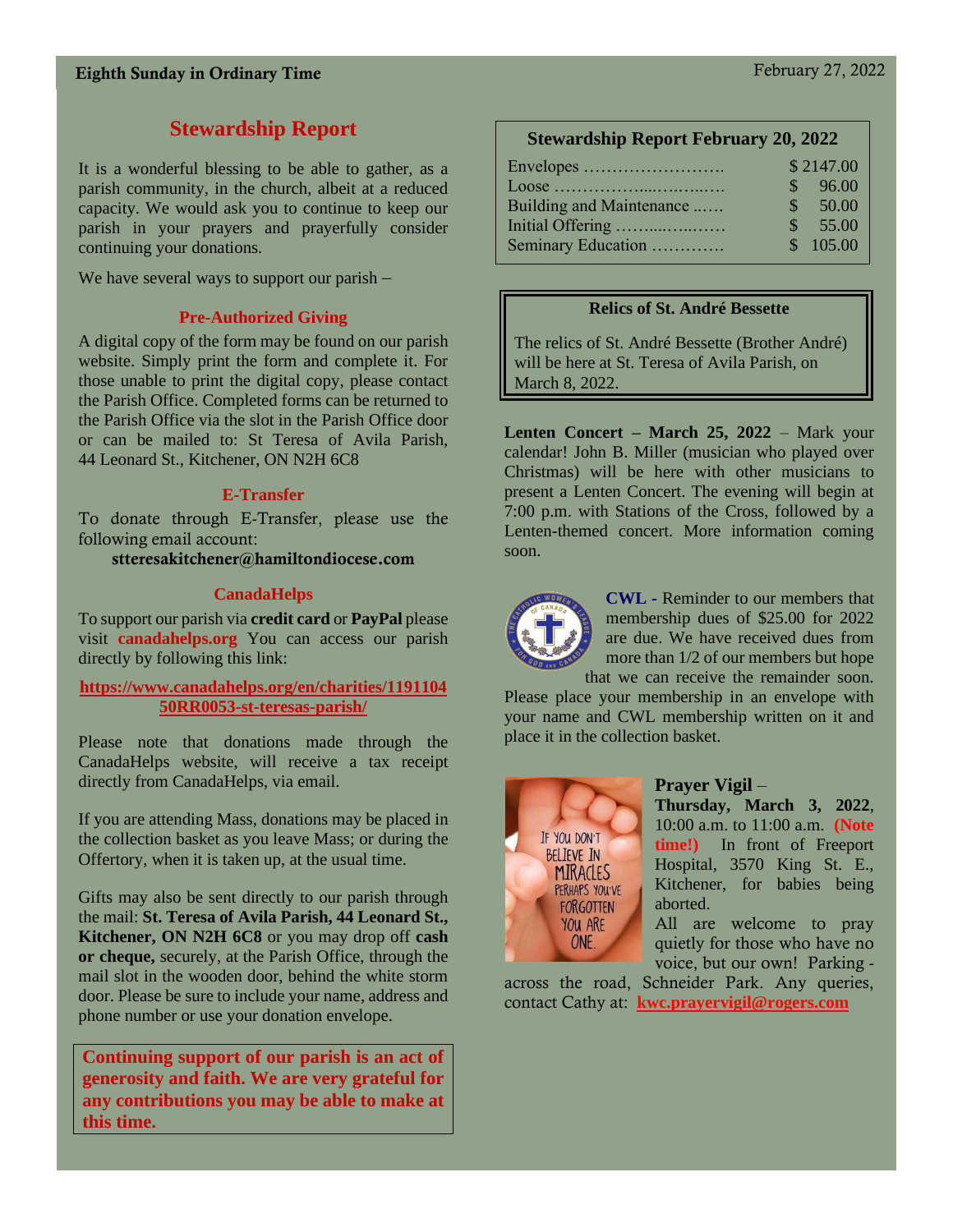## Stewardship Report

It is a wonderful blessing to be able to gather, as a parish community, in the church, albeit at a reduced capacity. We would ask you to continue to keep our parish in your prayers and prayerfully consider continuing your donations.

We have several ways to support our parish –

### Pre-Authorized Giving

A digital copy of the form may be found on our parish website. Simply print the form and complete it. For those unable to print the digital copy, please contact the Parish Office. Completed forms can be returned to the Parish Office via the slot in the Parish Office door or can be mailed to: St Teresa of Avila Parish, 44 Leonard St., Kitchener, ON N2H 6C8

### E-Transfer

To donate through E-Transfer, please use the following email account:

**stteresakitchener@hamiltondiocese.com**

### CanadaHelps

To support our parish via **credit card** or **PayPal** please visit **canadahelps.org** You can access our parish directly by following this link:

**https://www.canadahelps.org/en/charities/119110450RR0053-st-teresas-parish/**

Please note that donations made through the CanadaHelps website, will receive a tax receipt directly from CanadaHelps, via email.

If you are attending Mass, donations may be placed in the collection basket as you leave Mass; or during the Offertory, when it is taken up, at the usual time.

Gifts may also be sent directly to our parish through the mail: **St. Teresa of Avila Parish, 44 Leonard St., Kitchener, ON N2H 6C8** or you may drop off **cash or cheque,** securely, at the Parish Office, through the mail slot in the wooden door, behind the white storm door. Please be sure to include your name, address and phone number or use your donation envelope.

**Continuing support of our parish is an act of generosity and faith. We are very grateful for any contributions you may be able to make at this time.**

### Stewardship Report February 20, 2022

| Item | Amount |
|---|---|
| Envelopes | $ 2147.00 |
| Loose | $ 96.00 |
| Building and Maintenance | $ 50.00 |
| Initial Offering | $ 55.00 |
| Seminary Education | $ 105.00 |

### Relics of St. André Bessette

The relics of St. André Bessette (Brother André) will be here at St. Teresa of Avila Parish, on March 8, 2022.

**Lenten Concert – March 25, 2022** – Mark your calendar! John B. Miller (musician who played over Christmas) will be here with other musicians to present a Lenten Concert. The evening will begin at 7:00 p.m. with Stations of the Cross, followed by a Lenten-themed concert. More information coming soon.

**CWL -** Reminder to our members that membership dues of $25.00 for 2022 are due. We have received dues from more than 1/2 of our members but hope that we can receive the remainder soon. Please place your membership in an envelope with your name and CWL membership written on it and place it in the collection basket.

**Prayer Vigil** – **Thursday, March 3, 2022**, 10:00 a.m. to 11:00 a.m. **(Note time!)** In front of Freeport Hospital, 3570 King St. E., Kitchener, for babies being aborted.

All are welcome to pray quietly for those who have no voice, but our own! Parking - across the road, Schneider Park. Any queries, contact Cathy at: **kwc.prayervigil@rogers.com**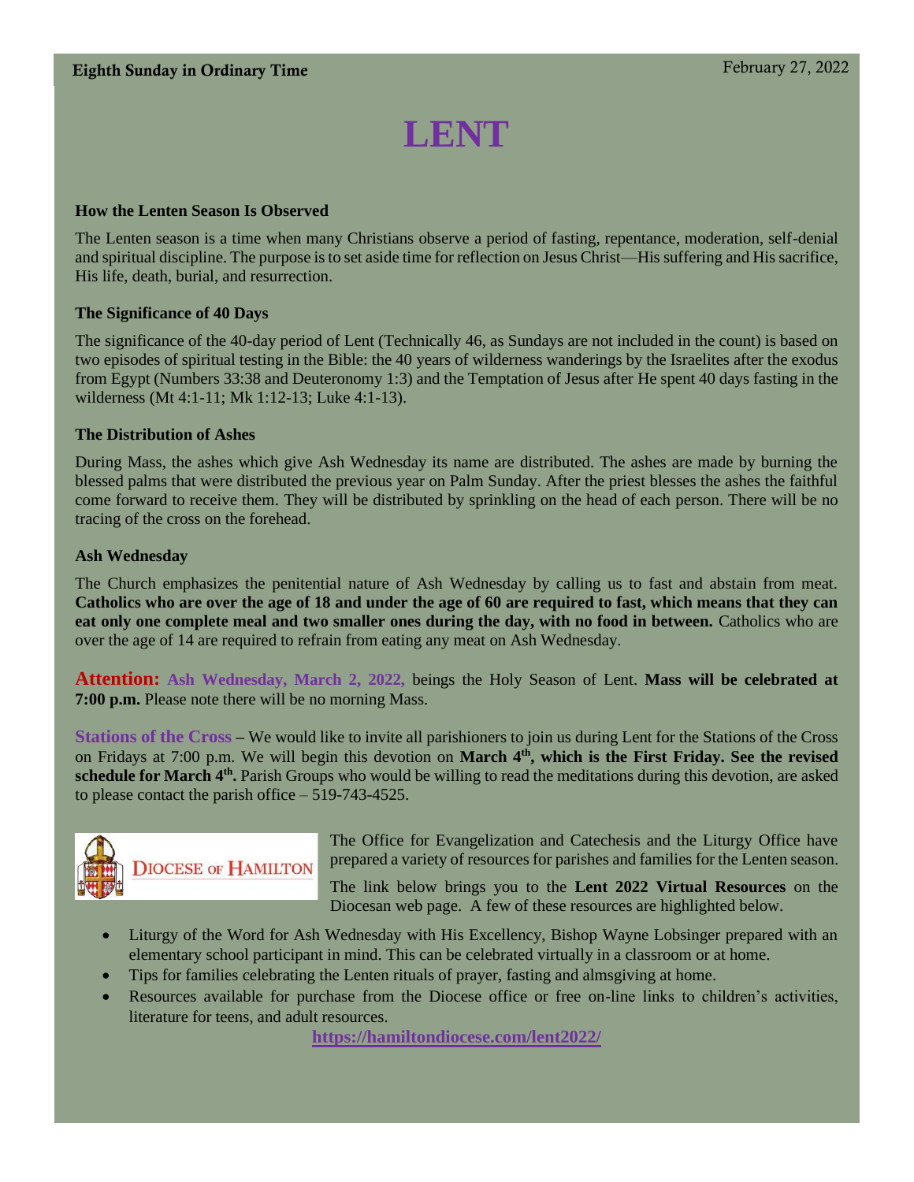Eighth Sunday in Ordinary Time February 27, 2022

# LENT

### How the Lenten Season Is Observed

The Lenten season is a time when many Christians observe a period of fasting, repentance, moderation, self-denial and spiritual discipline. The purpose is to set aside time for reflection on Jesus Christ—His suffering and His sacrifice, His life, death, burial, and resurrection.

### The Significance of 40 Days

The significance of the 40-day period of Lent (Technically 46, as Sundays are not included in the count) is based on two episodes of spiritual testing in the Bible: the 40 years of wilderness wanderings by the Israelites after the exodus from Egypt (Numbers 33:38 and Deuteronomy 1:3) and the Temptation of Jesus after He spent 40 days fasting in the wilderness (Mt 4:1-11; Mk 1:12-13; Luke 4:1-13).

### The Distribution of Ashes

During Mass, the ashes which give Ash Wednesday its name are distributed. The ashes are made by burning the blessed palms that were distributed the previous year on Palm Sunday. After the priest blesses the ashes the faithful come forward to receive them. They will be distributed by sprinkling on the head of each person. There will be no tracing of the cross on the forehead.

### Ash Wednesday

The Church emphasizes the penitential nature of Ash Wednesday by calling us to fast and abstain from meat. **Catholics who are over the age of 18 and under the age of 60 are required to fast, which means that they can eat only one complete meal and two smaller ones during the day, with no food in between.** Catholics who are over the age of 14 are required to refrain from eating any meat on Ash Wednesday.

**Attention:** **Ash Wednesday, March 2, 2022,** beings the Holy Season of Lent. **Mass will be celebrated at 7:00 p.m.** Please note there will be no morning Mass.

**Stations of the Cross** – We would like to invite all parishioners to join us during Lent for the Stations of the Cross on Fridays at 7:00 p.m. We will begin this devotion on **March 4th, which is the First Friday. See the revised schedule for March 4th.** Parish Groups who would be willing to read the meditations during this devotion, are asked to please contact the parish office – 519-743-4525.

DIOCESE OF HAMILTON

The Office for Evangelization and Catechesis and the Liturgy Office have prepared a variety of resources for parishes and families for the Lenten season.

The link below brings you to the **Lent 2022 Virtual Resources** on the Diocesan web page. A few of these resources are highlighted below.

- Liturgy of the Word for Ash Wednesday with His Excellency, Bishop Wayne Lobsinger prepared with an elementary school participant in mind. This can be celebrated virtually in a classroom or at home.
- Tips for families celebrating the Lenten rituals of prayer, fasting and almsgiving at home.
- Resources available for purchase from the Diocese office or free on-line links to children's activities, literature for teens, and adult resources.

**https://hamiltondiocese.com/lent2022/**